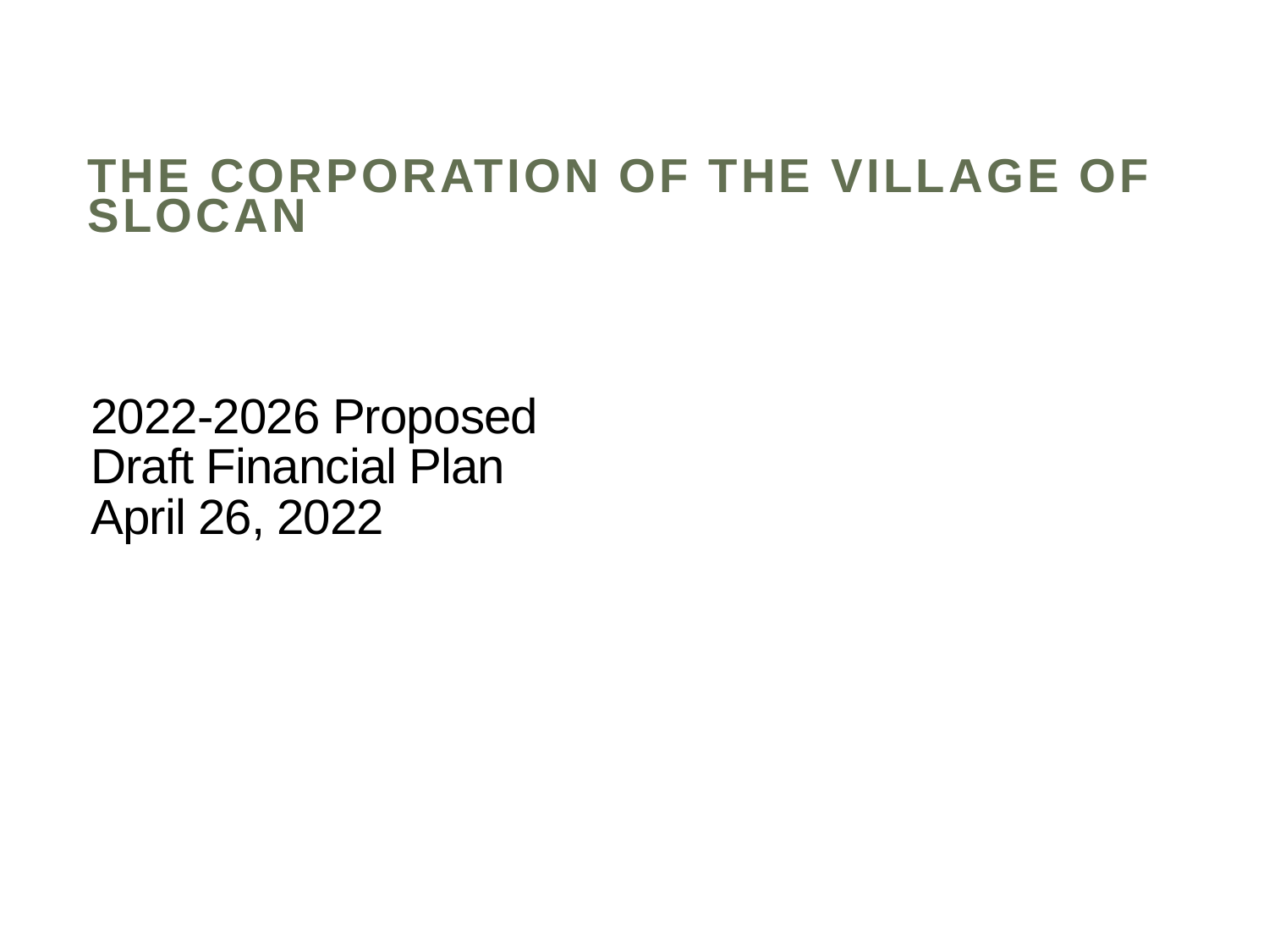# THE CORPORATION OF THE VILLAGE OF SLOCAN

2022-2026 Proposed
Draft Financial Plan
April 26, 2022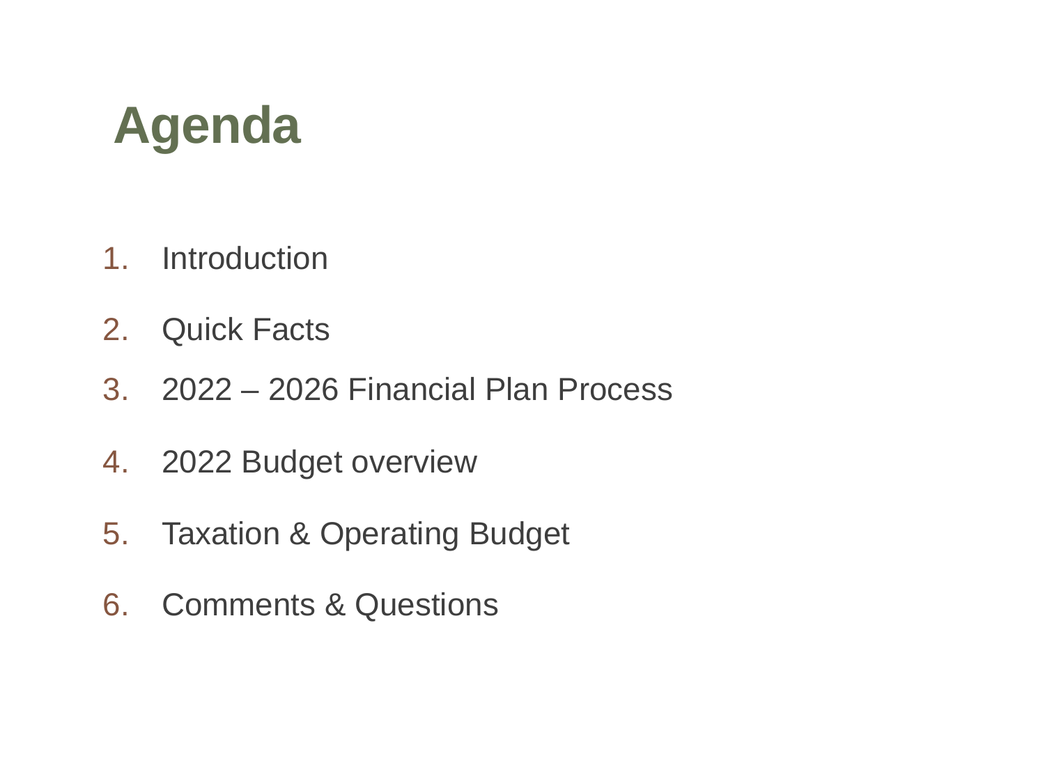# Agenda

1. Introduction
2. Quick Facts
3. 2022 – 2026 Financial Plan Process
4. 2022 Budget overview
5. Taxation & Operating Budget
6. Comments & Questions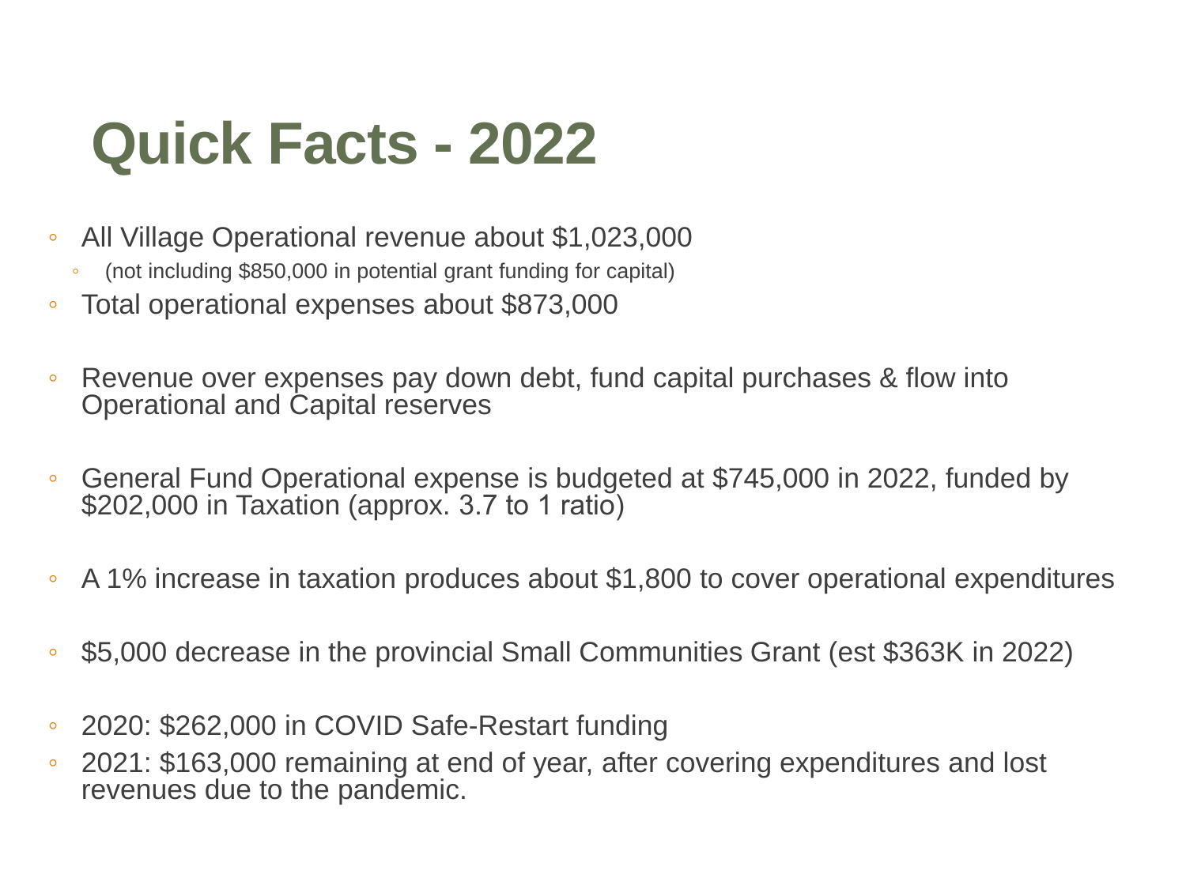# Quick Facts - 2022

- All Village Operational revenue about $1,023,000
  - (not including $850,000 in potential grant funding for capital)
- Total operational expenses about $873,000
- Revenue over expenses pay down debt, fund capital purchases & flow into Operational and Capital reserves
- General Fund Operational expense is budgeted at $745,000 in 2022, funded by $202,000 in Taxation (approx. 3.7 to 1 ratio)
- A 1% increase in taxation produces about $1,800 to cover operational expenditures
- $5,000 decrease in the provincial Small Communities Grant (est $363K in 2022)
- 2020: $262,000 in COVID Safe-Restart funding
- 2021: $163,000 remaining at end of year, after covering expenditures and lost revenues due to the pandemic.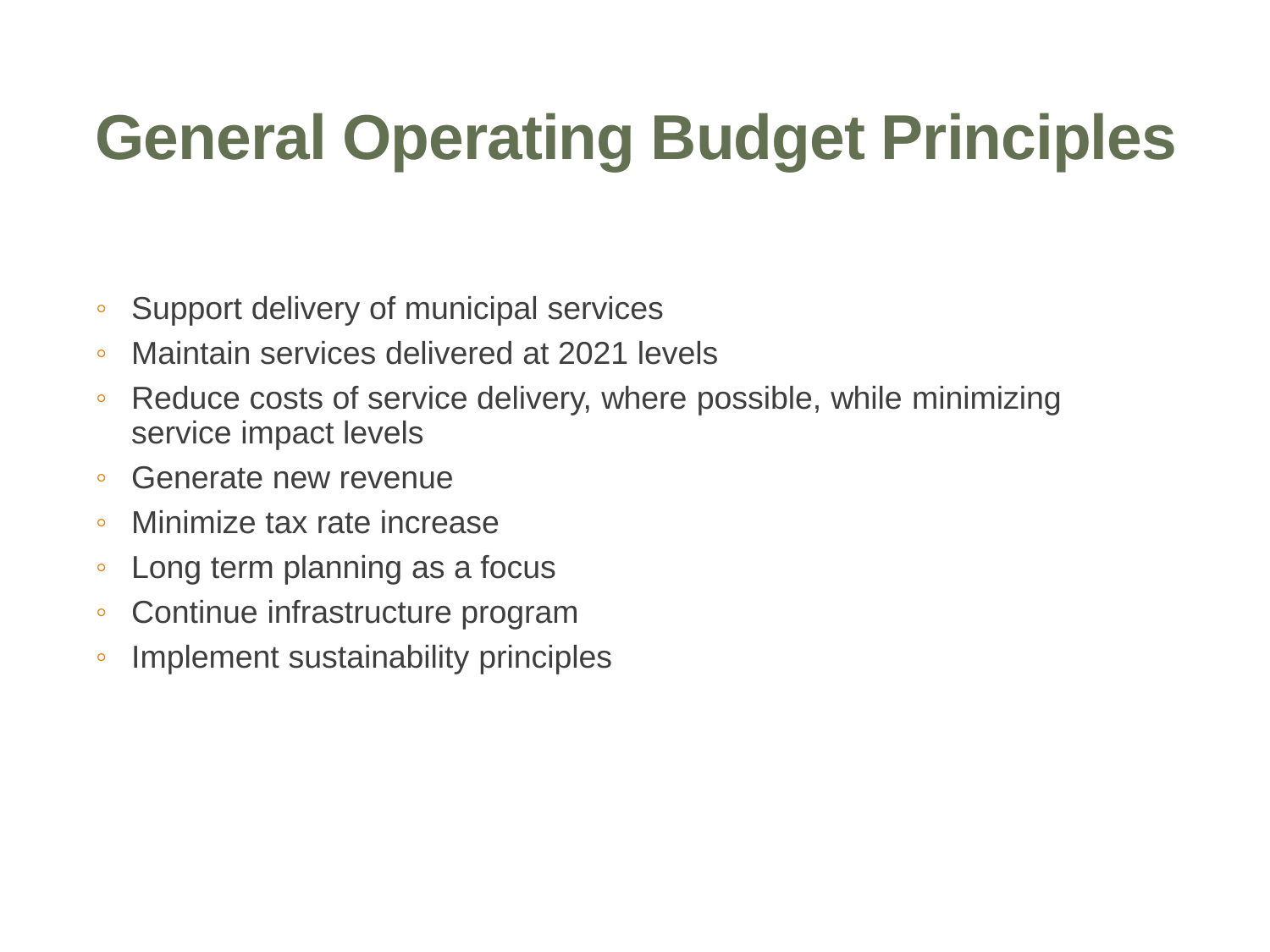# General Operating Budget Principles

- Support delivery of municipal services
- Maintain services delivered at 2021 levels
- Reduce costs of service delivery, where possible, while minimizing service impact levels
- Generate new revenue
- Minimize tax rate increase
- Long term planning as a focus
- Continue infrastructure program
- Implement sustainability principles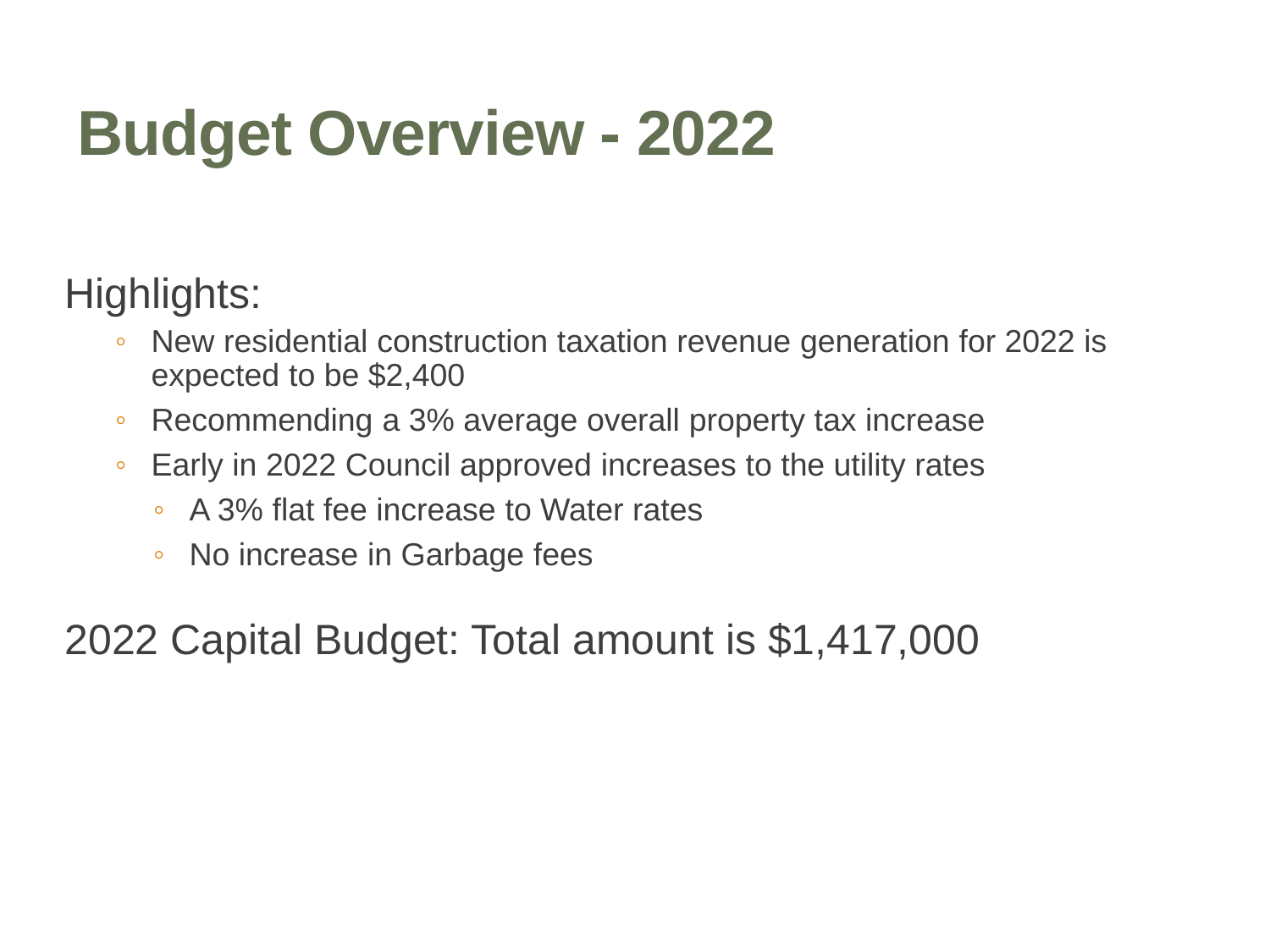# Budget Overview - 2022

Highlights:

- New residential construction taxation revenue generation for 2022 is expected to be $2,400
- Recommending a 3% average overall property tax increase
- Early in 2022 Council approved increases to the utility rates
  - A 3% flat fee increase to Water rates
  - No increase in Garbage fees

2022 Capital Budget: Total amount is $1,417,000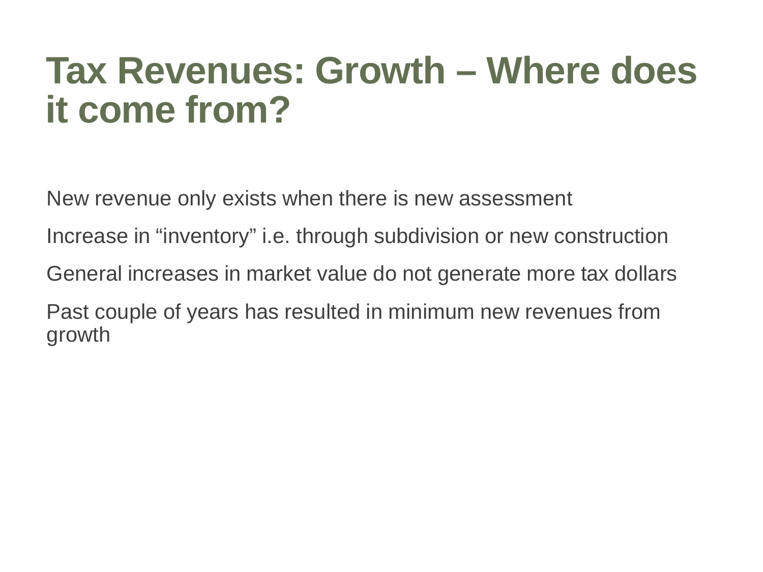# Tax Revenues: Growth – Where does it come from?

New revenue only exists when there is new assessment

Increase in “inventory” i.e. through subdivision or new construction

General increases in market value do not generate more tax dollars

Past couple of years has resulted in minimum new revenues from growth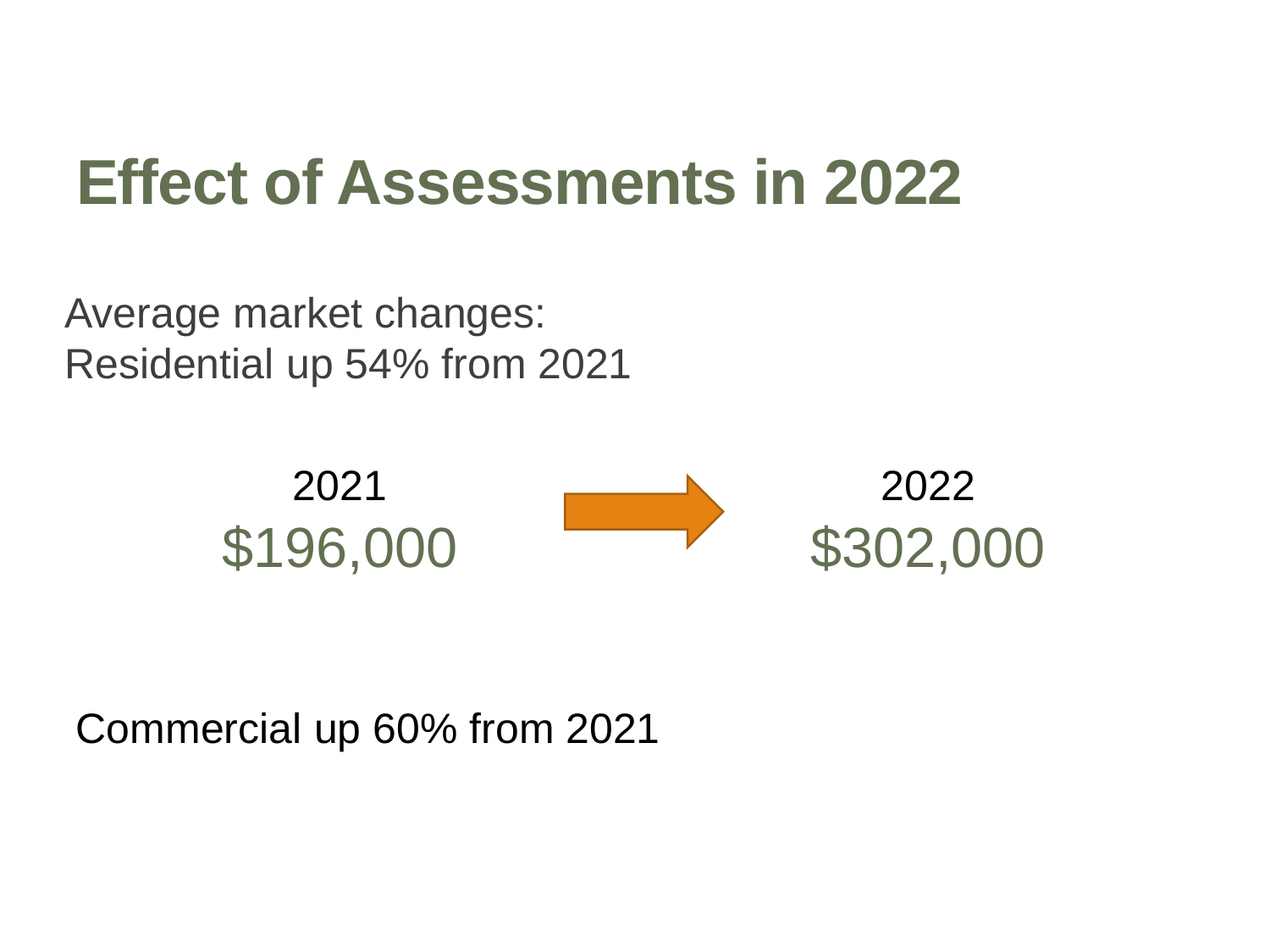# Effect of Assessments in 2022

Average market changes:
Residential up 54% from 2021

| 2021 | | 2022 |
| --- | --- | --- |
| $196,000 | → | $302,000 |

Commercial up 60% from 2021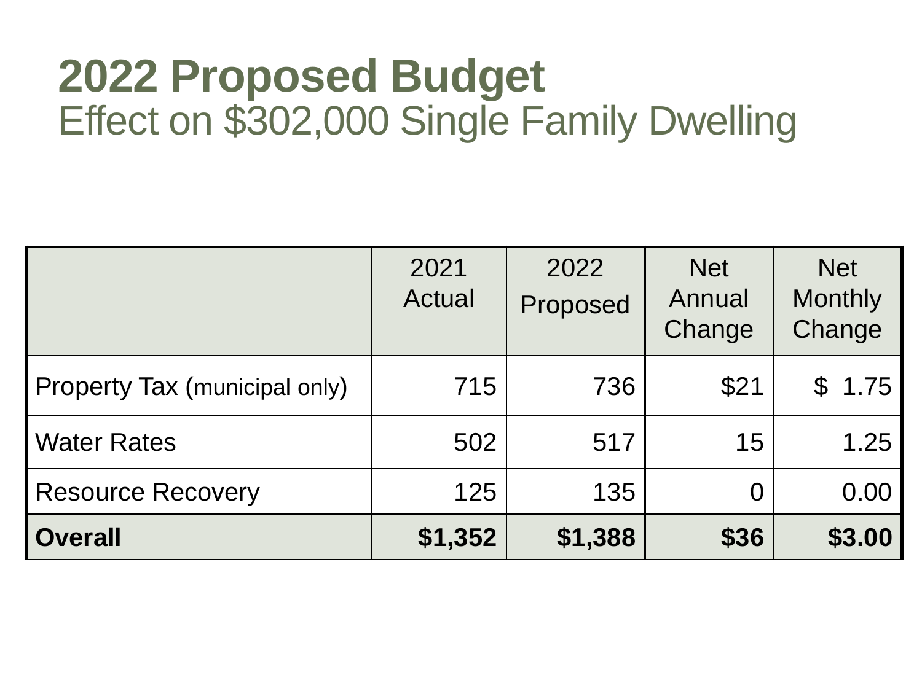# 2022 Proposed Budget

## Effect on $302,000 Single Family Dwelling

| | 2021 Actual | 2022 Proposed | Net Annual Change | Net Monthly Change |
|---|---|---|---|---|
| Property Tax (municipal only) | 715 | 736 | $21 | $ 1.75 |
| Water Rates | 502 | 517 | 15 | 1.25 |
| Resource Recovery | 125 | 135 | 0 | 0.00 |
| **Overall** | **$1,352** | **$1,388** | **$36** | **$3.00** |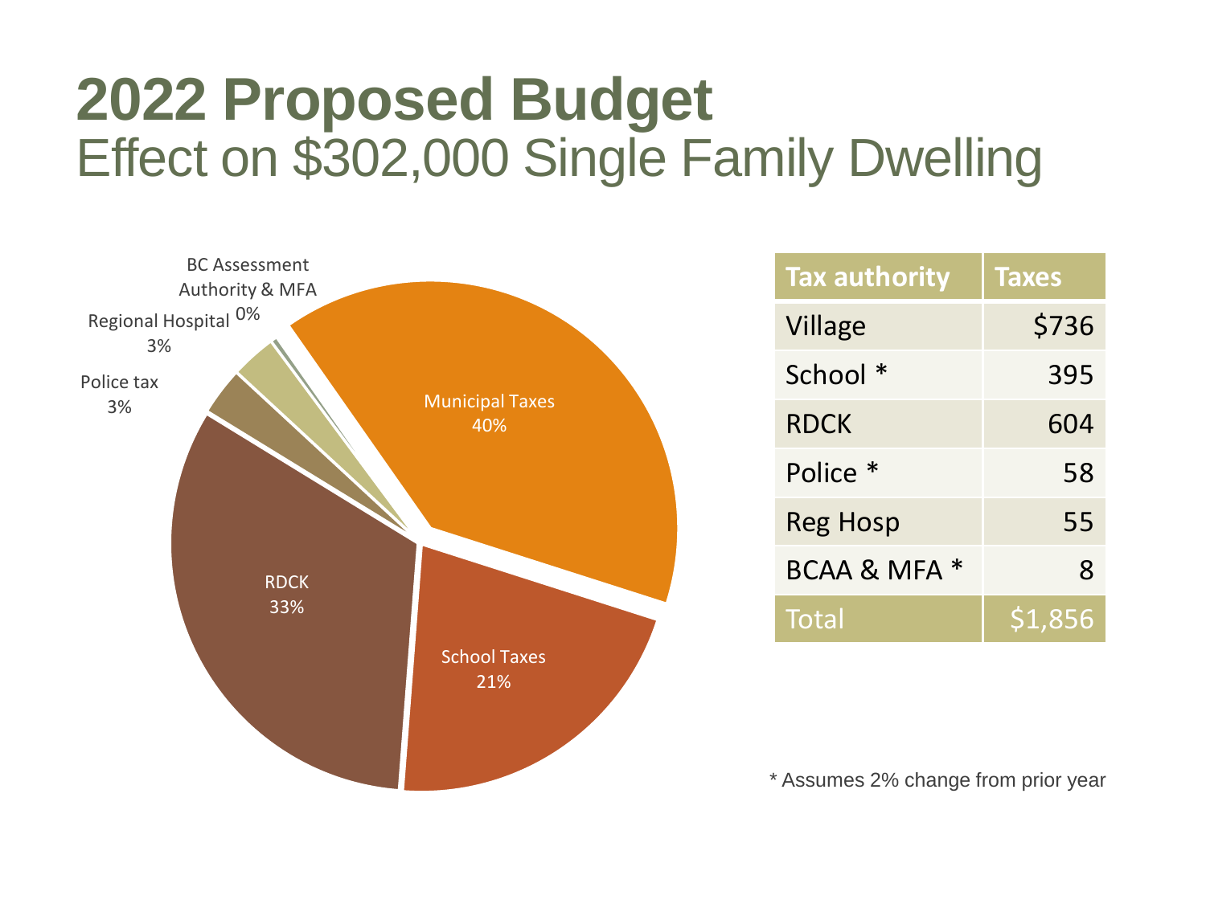# 2022 Proposed Budget

## Effect on $302,000 Single Family Dwelling

| Tax authority | Taxes |
|---|---|
| Village | $736 |
| School * | 395 |
| RDCK | 604 |
| Police * | 58 |
| Reg Hosp | 55 |
| BCAA & MFA * | 8 |
| Total | $1,856 |

\* Assumes 2% change from prior year

- Municipal Taxes 40%
- School Taxes 21%
- RDCK 33%
- Police tax 3%
- Regional Hospital 3%
- BC Assessment Authority & MFA 0%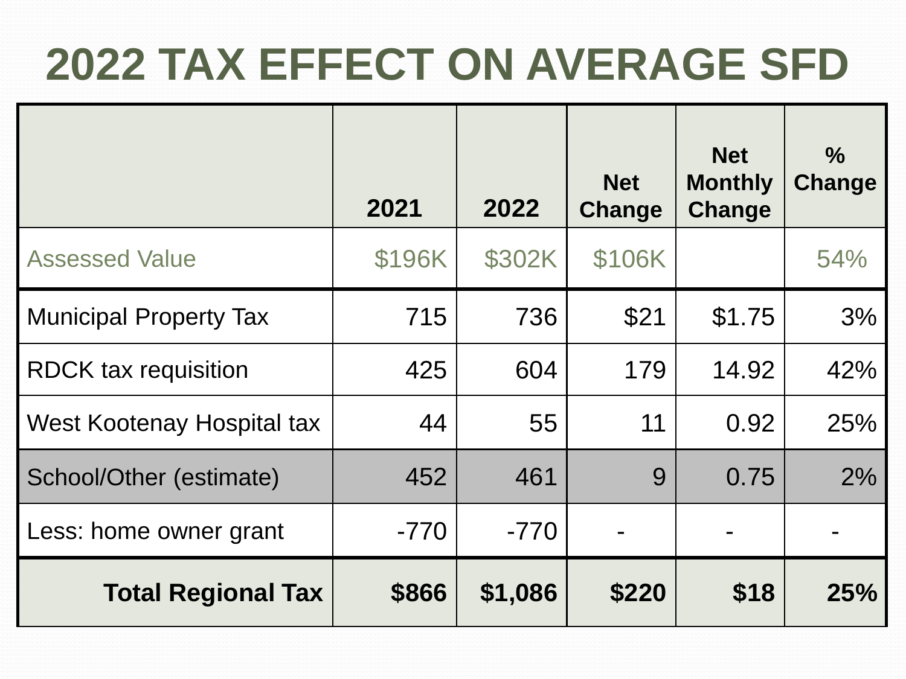# 2022 TAX EFFECT ON AVERAGE SFD

| | 2021 | 2022 | Net Change | Net Monthly Change | % Change |
|---|---|---|---|---|---|
| Assessed Value | $196K | $302K | $106K | | 54% |
| Municipal Property Tax | 715 | 736 | $21 | $1.75 | 3% |
| RDCK tax requisition | 425 | 604 | 179 | 14.92 | 42% |
| West Kootenay Hospital tax | 44 | 55 | 11 | 0.92 | 25% |
| School/Other (estimate) | 452 | 461 | 9 | 0.75 | 2% |
| Less: home owner grant | -770 | -770 | - | - | - |
| **Total Regional Tax** | **$866** | **$1,086** | **$220** | **$18** | **25%** |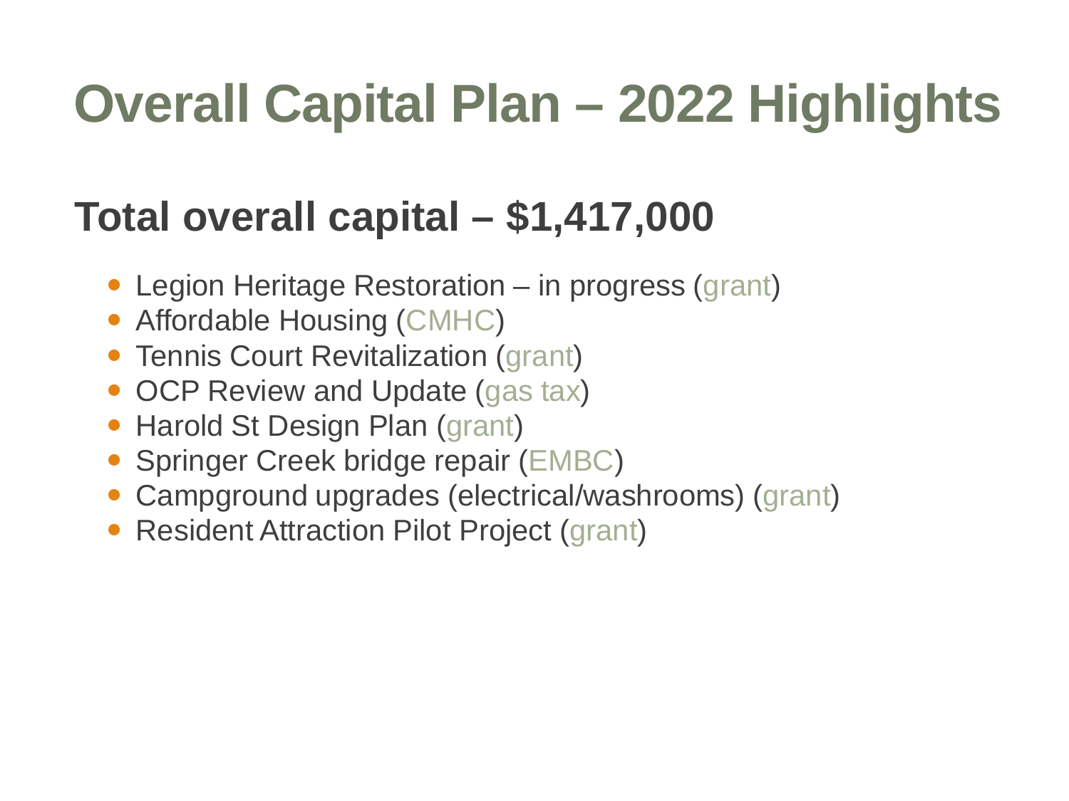# Overall Capital Plan – 2022 Highlights

## Total overall capital – $1,417,000

- Legion Heritage Restoration – in progress (grant)
- Affordable Housing (CMHC)
- Tennis Court Revitalization (grant)
- OCP Review and Update (gas tax)
- Harold St Design Plan (grant)
- Springer Creek bridge repair (EMBC)
- Campground upgrades (electrical/washrooms) (grant)
- Resident Attraction Pilot Project (grant)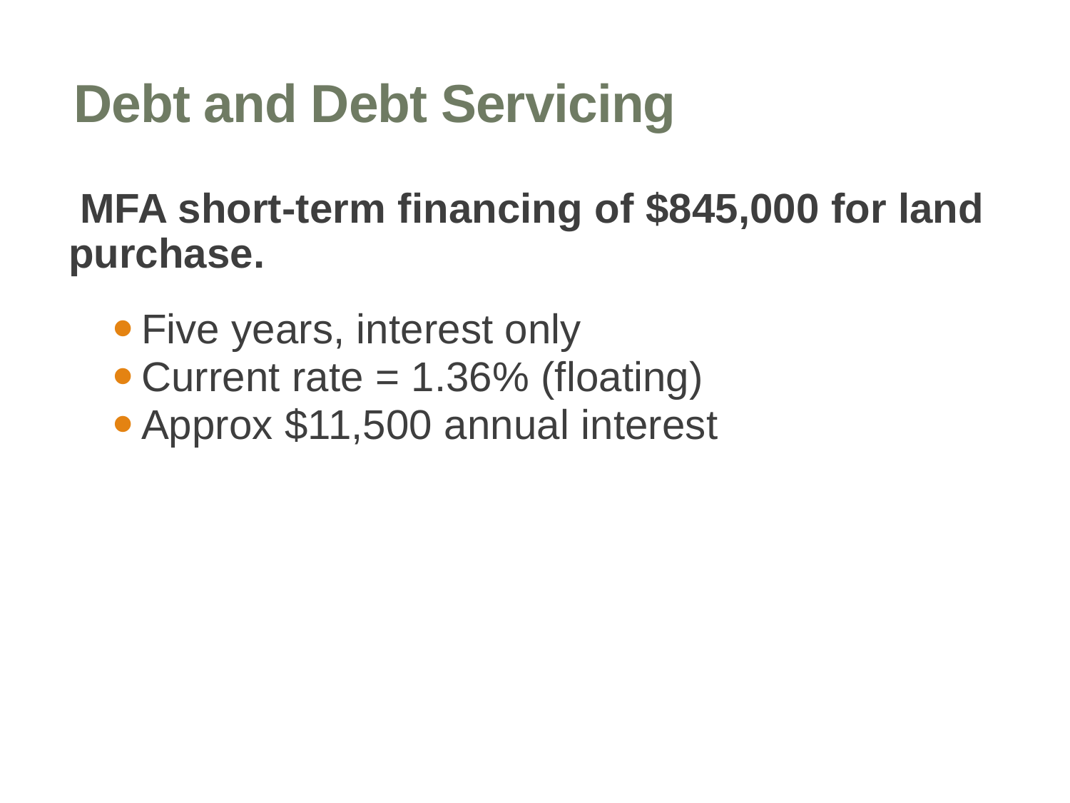# Debt and Debt Servicing

**MFA short-term financing of $845,000 for land purchase.**

- Five years, interest only
- Current rate = 1.36% (floating)
- Approx $11,500 annual interest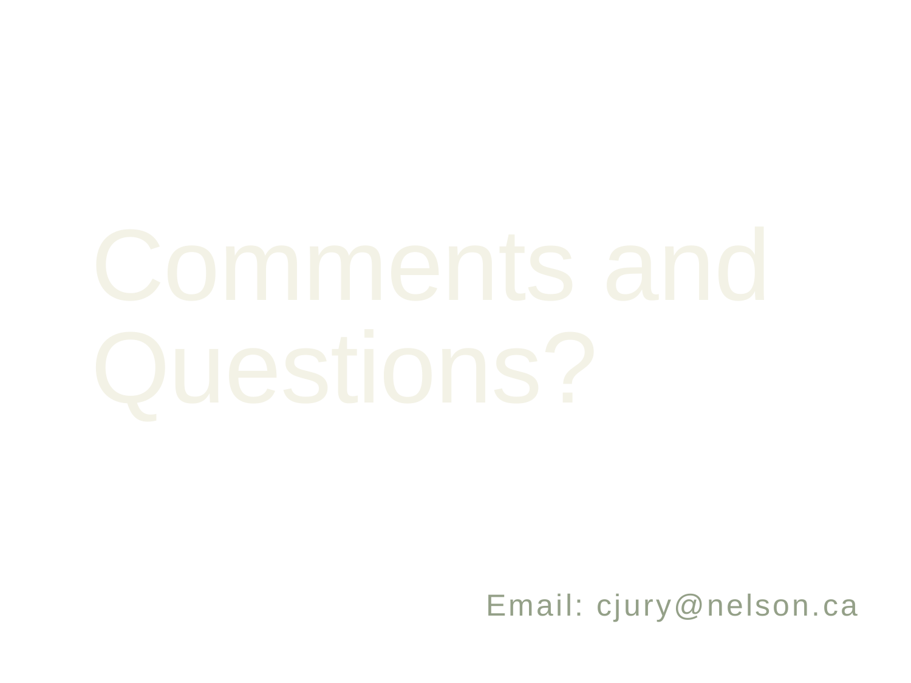# Comments and Questions?

Email: cjury@nelson.ca